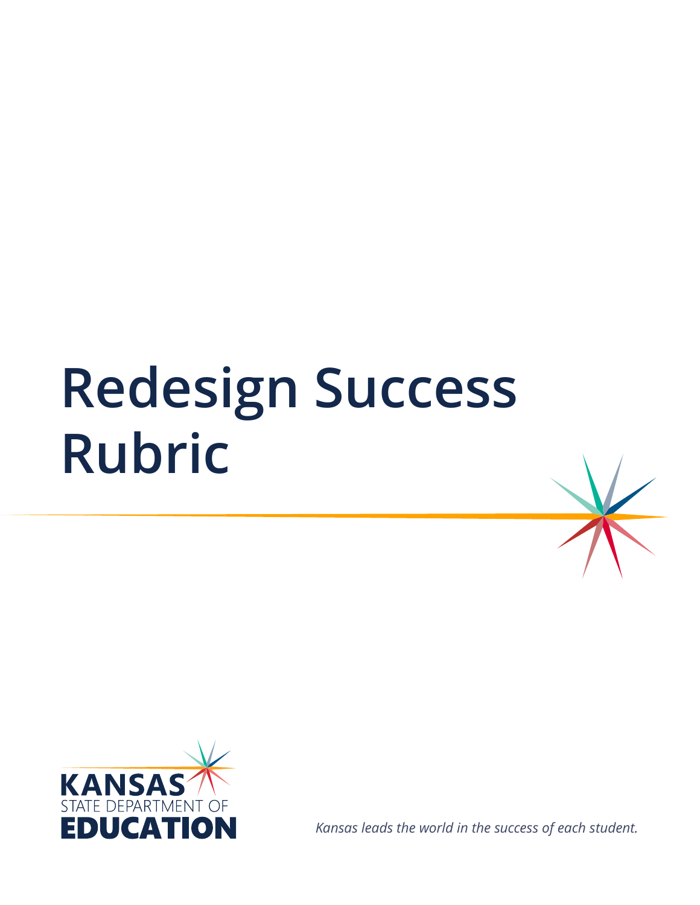# Redesign Success Rubric

KANSAS STATE DEPARTMENT OF EDUCATION

*Kansas leads the world in the success of each student.*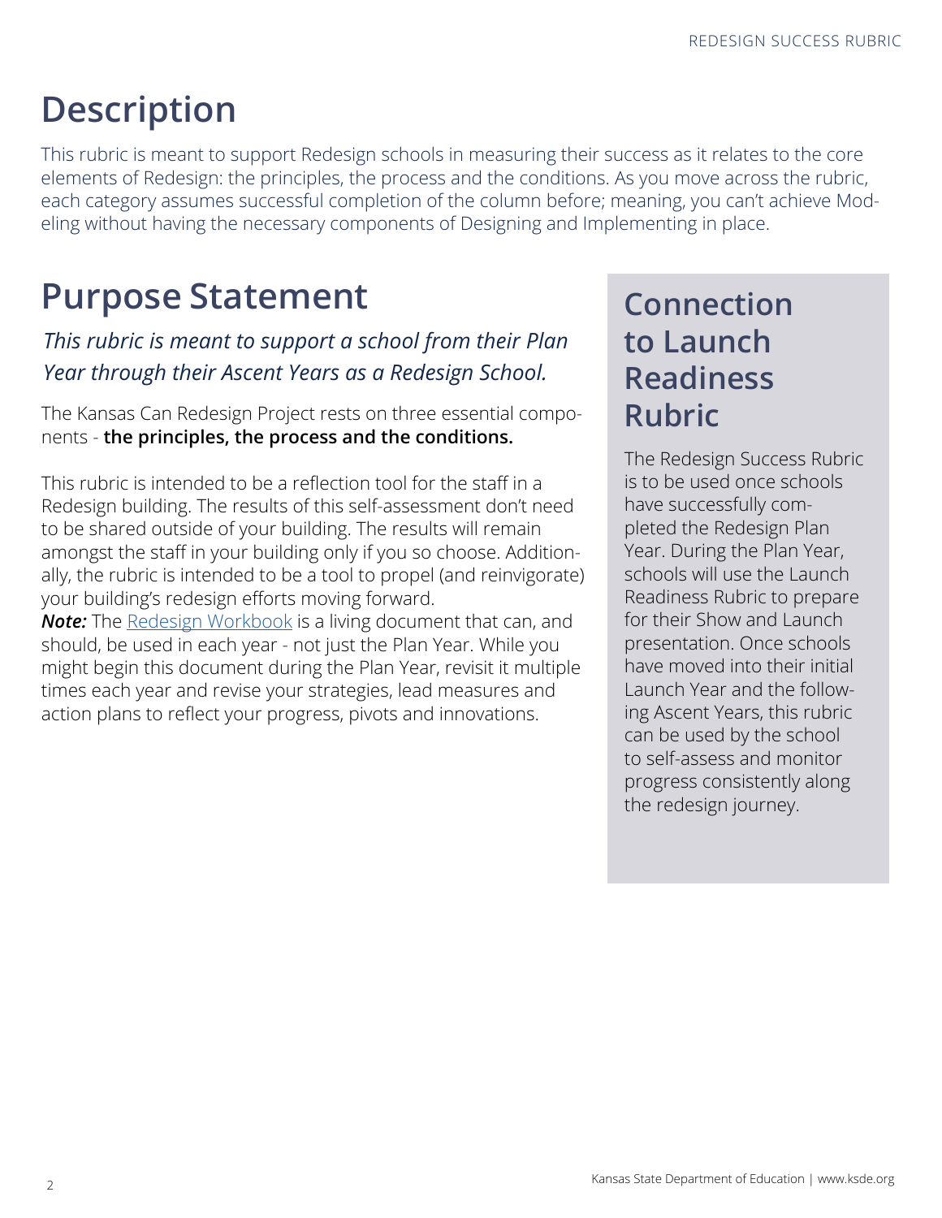# Description

This rubric is meant to support Redesign schools in measuring their success as it relates to the core elements of Redesign: the principles, the process and the conditions. As you move across the rubric, each category assumes successful completion of the column before; meaning, you can't achieve Modeling without having the necessary components of Designing and Implementing in place.

# Purpose Statement

*This rubric is meant to support a school from their Plan Year through their Ascent Years as a Redesign School.*

The Kansas Can Redesign Project rests on three essential components - **the principles, the process and the conditions.**

This rubric is intended to be a reflection tool for the staff in a Redesign building. The results of this self-assessment don't need to be shared outside of your building. The results will remain amongst the staff in your building only if you so choose. Additionally, the rubric is intended to be a tool to propel (and reinvigorate) your building's redesign efforts moving forward.

***Note:*** The Redesign Workbook is a living document that can, and should, be used in each year - not just the Plan Year. While you might begin this document during the Plan Year, revisit it multiple times each year and revise your strategies, lead measures and action plans to reflect your progress, pivots and innovations.

## Connection to Launch Readiness Rubric

The Redesign Success Rubric is to be used once schools have successfully completed the Redesign Plan Year. During the Plan Year, schools will use the Launch Readiness Rubric to prepare for their Show and Launch presentation. Once schools have moved into their initial Launch Year and the following Ascent Years, this rubric can be used by the school to self-assess and monitor progress consistently along the redesign journey.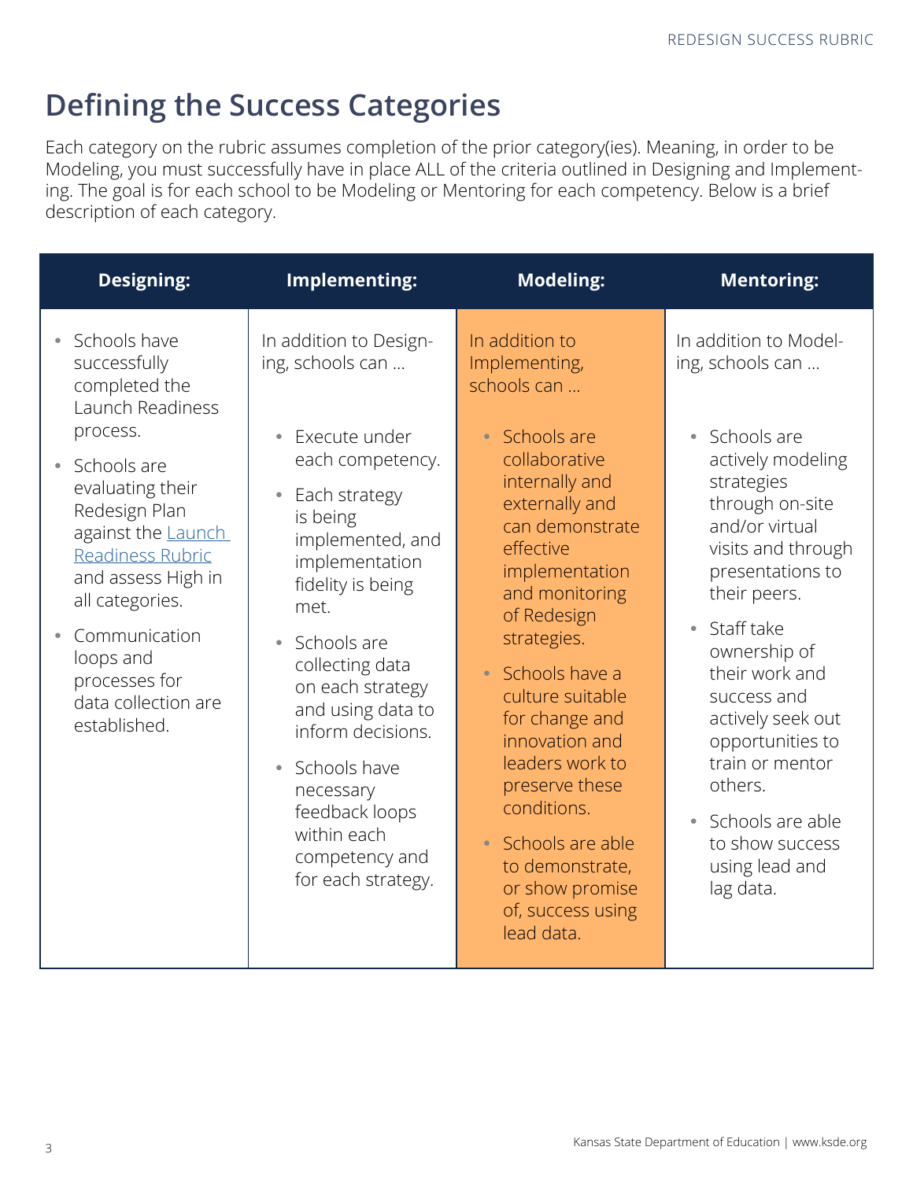# Defining the Success Categories

Each category on the rubric assumes completion of the prior category(ies). Meaning, in order to be Modeling, you must successfully have in place ALL of the criteria outlined in Designing and Implementing. The goal is for each school to be Modeling or Mentoring for each competency. Below is a brief description of each category.

| Designing: | Implementing: | Modeling: | Mentoring: |
|---|---|---|---|
| • Schools have successfully completed the Launch Readiness process.<br>• Schools are evaluating their Redesign Plan against the Launch Readiness Rubric and assess High in all categories.<br>• Communication loops and processes for data collection are established. | In addition to Designing, schools can …<br>• Execute under each competency.<br>• Each strategy is being implemented, and implementation fidelity is being met.<br>• Schools are collecting data on each strategy and using data to inform decisions.<br>• Schools have necessary feedback loops within each competency and for each strategy. | In addition to Implementing, schools can …<br>• Schools are collaborative internally and externally and can demonstrate effective implementation and monitoring of Redesign strategies.<br>• Schools have a culture suitable for change and innovation and leaders work to preserve these conditions.<br>• Schools are able to demonstrate, or show promise of, success using lead data. | In addition to Modeling, schools can …<br>• Schools are actively modeling strategies through on-site and/or virtual visits and through presentations to their peers.<br>• Staff take ownership of their work and success and actively seek out opportunities to train or mentor others.<br>• Schools are able to show success using lead and lag data. |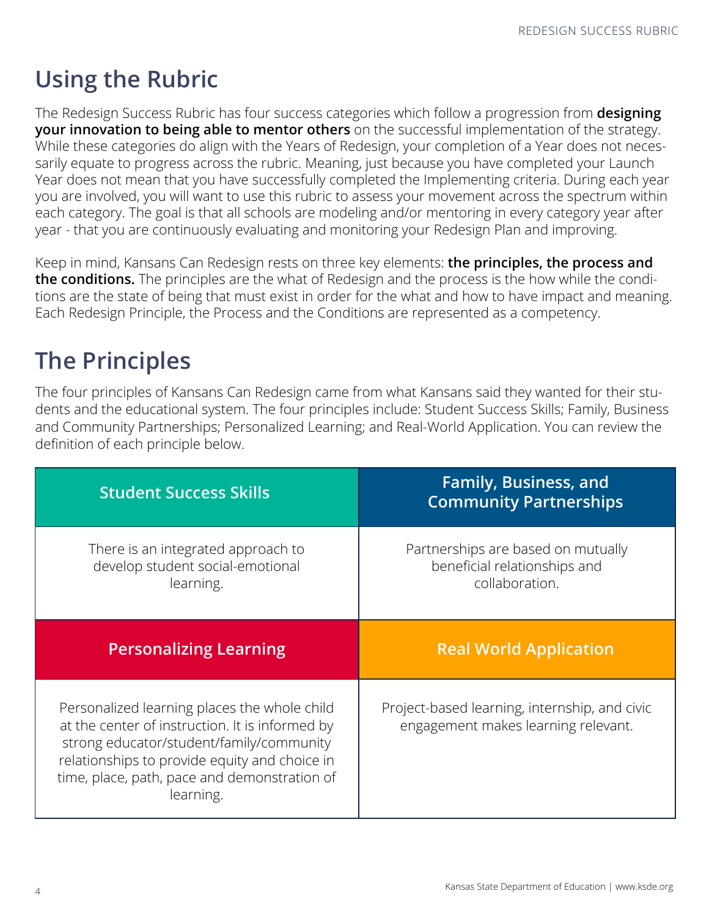## Using the Rubric

The Redesign Success Rubric has four success categories which follow a progression from **designing your innovation to being able to mentor others** on the successful implementation of the strategy. While these categories do align with the Years of Redesign, your completion of a Year does not necessarily equate to progress across the rubric. Meaning, just because you have completed your Launch Year does not mean that you have successfully completed the Implementing criteria. During each year you are involved, you will want to use this rubric to assess your movement across the spectrum within each category. The goal is that all schools are modeling and/or mentoring in every category year after year - that you are continuously evaluating and monitoring your Redesign Plan and improving.

Keep in mind, Kansans Can Redesign rests on three key elements: **the principles, the process and the conditions.** The principles are the what of Redesign and the process is the how while the conditions are the state of being that must exist in order for the what and how to have impact and meaning. Each Redesign Principle, the Process and the Conditions are represented as a competency.

## The Principles

The four principles of Kansans Can Redesign came from what Kansans said they wanted for their students and the educational system. The four principles include: Student Success Skills; Family, Business and Community Partnerships; Personalized Learning; and Real-World Application. You can review the definition of each principle below.

| Student Success Skills | Family, Business, and Community Partnerships |
| --- | --- |
| There is an integrated approach to develop student social-emotional learning. | Partnerships are based on mutually beneficial relationships and collaboration. |
| **Personalizing Learning** | **Real World Application** |
| Personalized learning places the whole child at the center of instruction. It is informed by strong educator/student/family/community relationships to provide equity and choice in time, place, path, pace and demonstration of learning. | Project-based learning, internship, and civic engagement makes learning relevant. |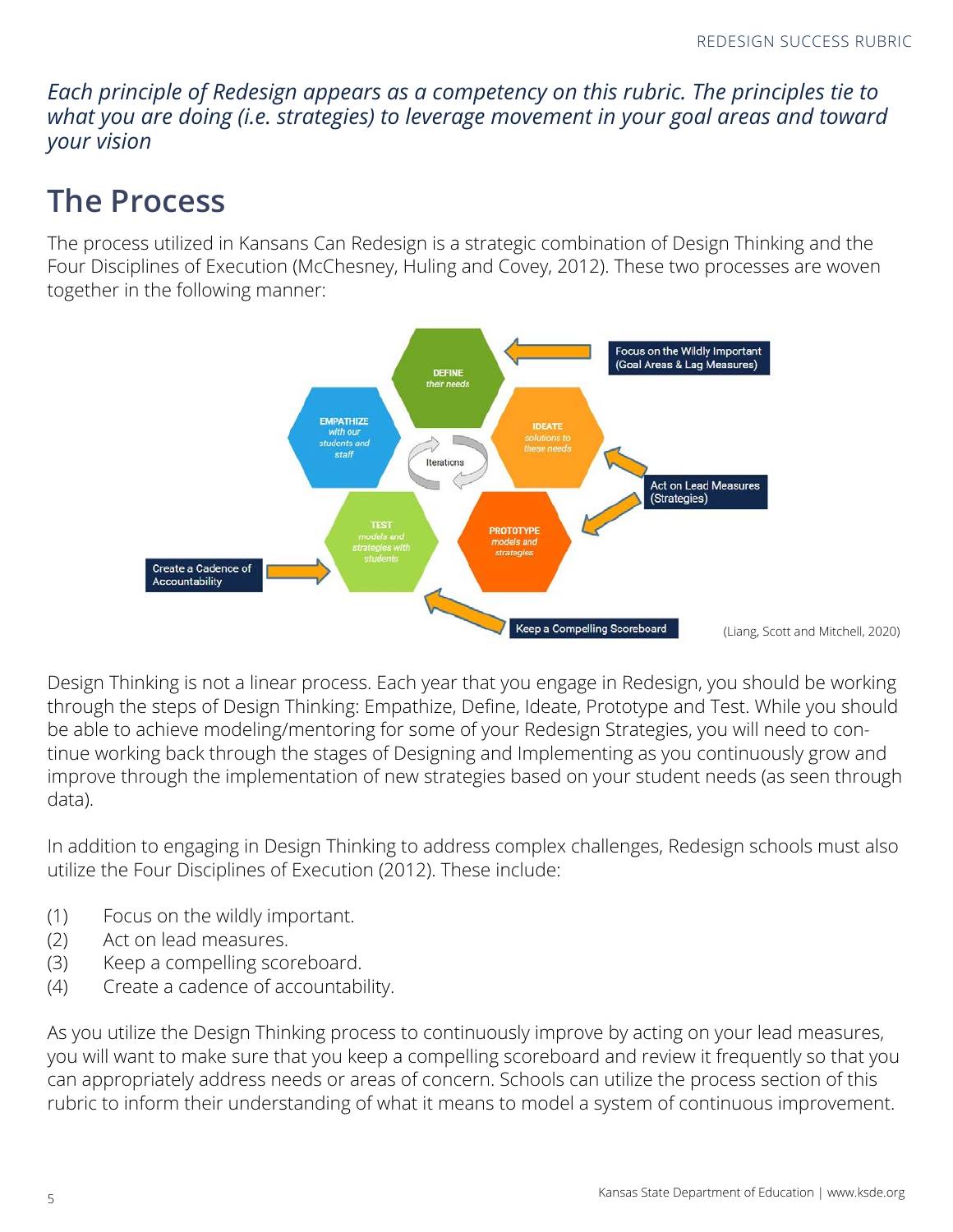*Each principle of Redesign appears as a competency on this rubric. The principles tie to what you are doing (i.e. strategies) to leverage movement in your goal areas and toward your vision*

## The Process

The process utilized in Kansans Can Redesign is a strategic combination of Design Thinking and the Four Disciplines of Execution (McChesney, Huling and Covey, 2012). These two processes are woven together in the following manner:

(Liang, Scott and Mitchell, 2020)

Design Thinking is not a linear process. Each year that you engage in Redesign, you should be working through the steps of Design Thinking: Empathize, Define, Ideate, Prototype and Test. While you should be able to achieve modeling/mentoring for some of your Redesign Strategies, you will need to continue working back through the stages of Designing and Implementing as you continuously grow and improve through the implementation of new strategies based on your student needs (as seen through data).

In addition to engaging in Design Thinking to address complex challenges, Redesign schools must also utilize the Four Disciplines of Execution (2012). These include:

(1) Focus on the wildly important.
(2) Act on lead measures.
(3) Keep a compelling scoreboard.
(4) Create a cadence of accountability.

As you utilize the Design Thinking process to continuously improve by acting on your lead measures, you will want to make sure that you keep a compelling scoreboard and review it frequently so that you can appropriately address needs or areas of concern. Schools can utilize the process section of this rubric to inform their understanding of what it means to model a system of continuous improvement.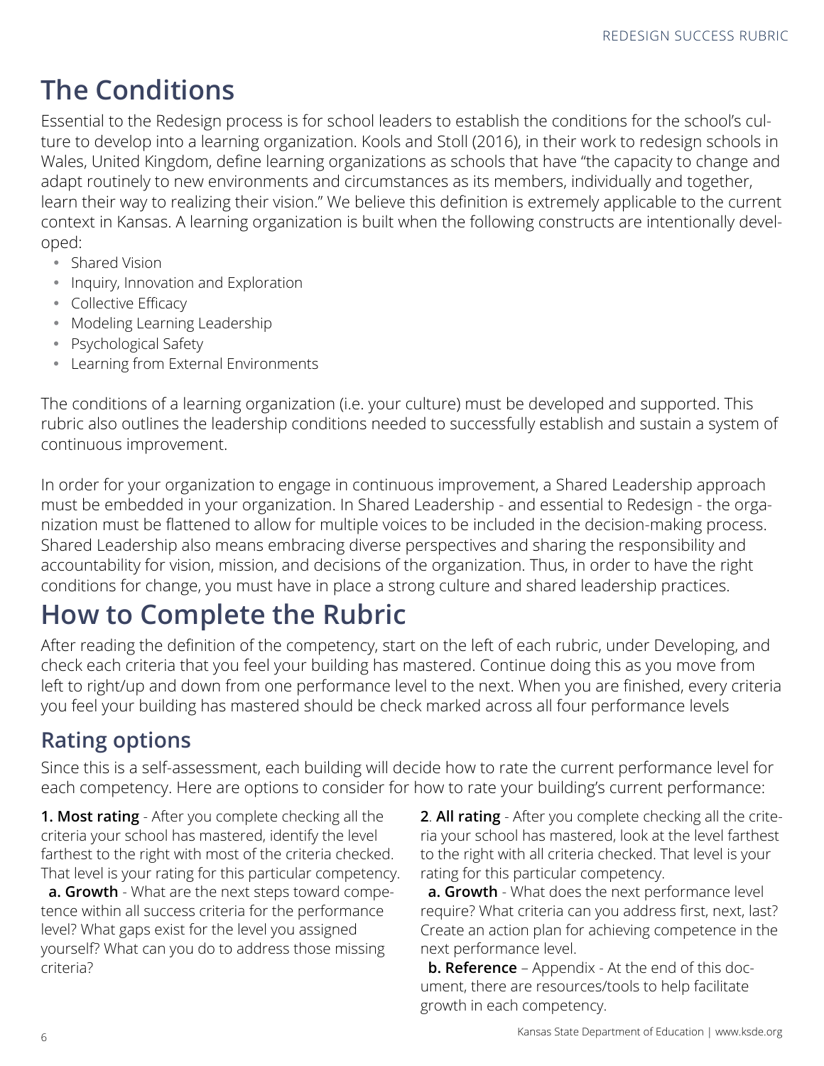# The Conditions

Essential to the Redesign process is for school leaders to establish the conditions for the school's culture to develop into a learning organization. Kools and Stoll (2016), in their work to redesign schools in Wales, United Kingdom, define learning organizations as schools that have "the capacity to change and adapt routinely to new environments and circumstances as its members, individually and together, learn their way to realizing their vision." We believe this definition is extremely applicable to the current context in Kansas. A learning organization is built when the following constructs are intentionally developed:

- Shared Vision
- Inquiry, Innovation and Exploration
- Collective Efficacy
- Modeling Learning Leadership
- Psychological Safety
- Learning from External Environments

The conditions of a learning organization (i.e. your culture) must be developed and supported. This rubric also outlines the leadership conditions needed to successfully establish and sustain a system of continuous improvement.

In order for your organization to engage in continuous improvement, a Shared Leadership approach must be embedded in your organization. In Shared Leadership - and essential to Redesign - the organization must be flattened to allow for multiple voices to be included in the decision-making process. Shared Leadership also means embracing diverse perspectives and sharing the responsibility and accountability for vision, mission, and decisions of the organization. Thus, in order to have the right conditions for change, you must have in place a strong culture and shared leadership practices.

# How to Complete the Rubric

After reading the definition of the competency, start on the left of each rubric, under Developing, and check each criteria that you feel your building has mastered. Continue doing this as you move from left to right/up and down from one performance level to the next. When you are finished, every criteria you feel your building has mastered should be check marked across all four performance levels

## Rating options

Since this is a self-assessment, each building will decide how to rate the current performance level for each competency. Here are options to consider for how to rate your building's current performance:

**1. Most rating** - After you complete checking all the criteria your school has mastered, identify the level farthest to the right with most of the criteria checked. That level is your rating for this particular competency.

**a. Growth** - What are the next steps toward competence within all success criteria for the performance level? What gaps exist for the level you assigned yourself? What can you do to address those missing criteria?

**2**. **All rating** - After you complete checking all the criteria your school has mastered, look at the level farthest to the right with all criteria checked. That level is your rating for this particular competency.

**a. Growth** - What does the next performance level require? What criteria can you address first, next, last? Create an action plan for achieving competence in the next performance level.

**b. Reference** – Appendix - At the end of this document, there are resources/tools to help facilitate growth in each competency.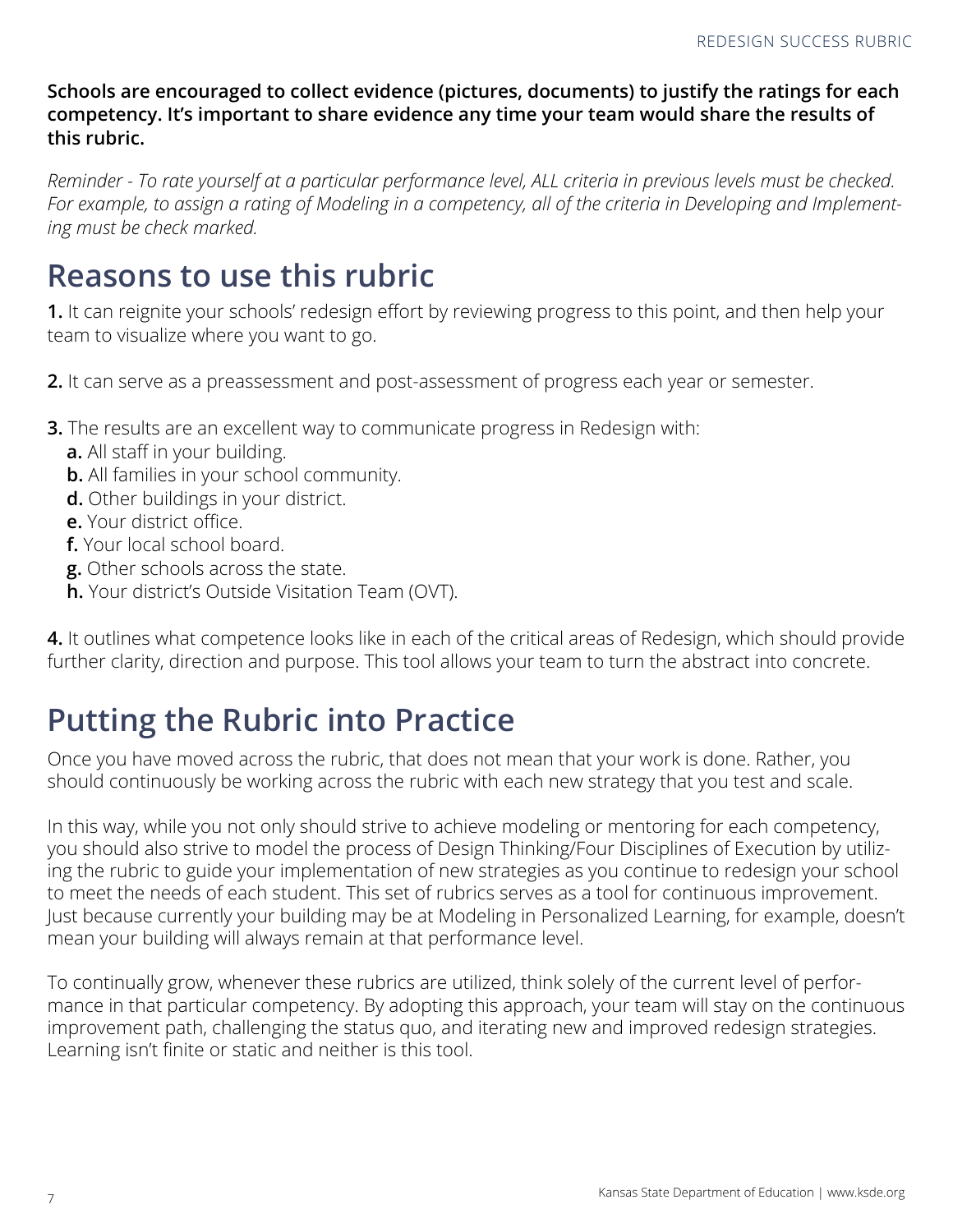**Schools are encouraged to collect evidence (pictures, documents) to justify the ratings for each competency. It's important to share evidence any time your team would share the results of this rubric.**

*Reminder - To rate yourself at a particular performance level, ALL criteria in previous levels must be checked. For example, to assign a rating of Modeling in a competency, all of the criteria in Developing and Implementing must be check marked.*

# Reasons to use this rubric

**1.** It can reignite your schools' redesign effort by reviewing progress to this point, and then help your team to visualize where you want to go.

**2.** It can serve as a preassessment and post-assessment of progress each year or semester.

**3.** The results are an excellent way to communicate progress in Redesign with:

- **a.** All staff in your building.
- **b.** All families in your school community.
- **d.** Other buildings in your district.
- **e.** Your district office.
- **f.** Your local school board.
- **g.** Other schools across the state.
- **h.** Your district's Outside Visitation Team (OVT).

**4.** It outlines what competence looks like in each of the critical areas of Redesign, which should provide further clarity, direction and purpose. This tool allows your team to turn the abstract into concrete.

# Putting the Rubric into Practice

Once you have moved across the rubric, that does not mean that your work is done. Rather, you should continuously be working across the rubric with each new strategy that you test and scale.

In this way, while you not only should strive to achieve modeling or mentoring for each competency, you should also strive to model the process of Design Thinking/Four Disciplines of Execution by utilizing the rubric to guide your implementation of new strategies as you continue to redesign your school to meet the needs of each student. This set of rubrics serves as a tool for continuous improvement. Just because currently your building may be at Modeling in Personalized Learning, for example, doesn't mean your building will always remain at that performance level.

To continually grow, whenever these rubrics are utilized, think solely of the current level of performance in that particular competency. By adopting this approach, your team will stay on the continuous improvement path, challenging the status quo, and iterating new and improved redesign strategies. Learning isn't finite or static and neither is this tool.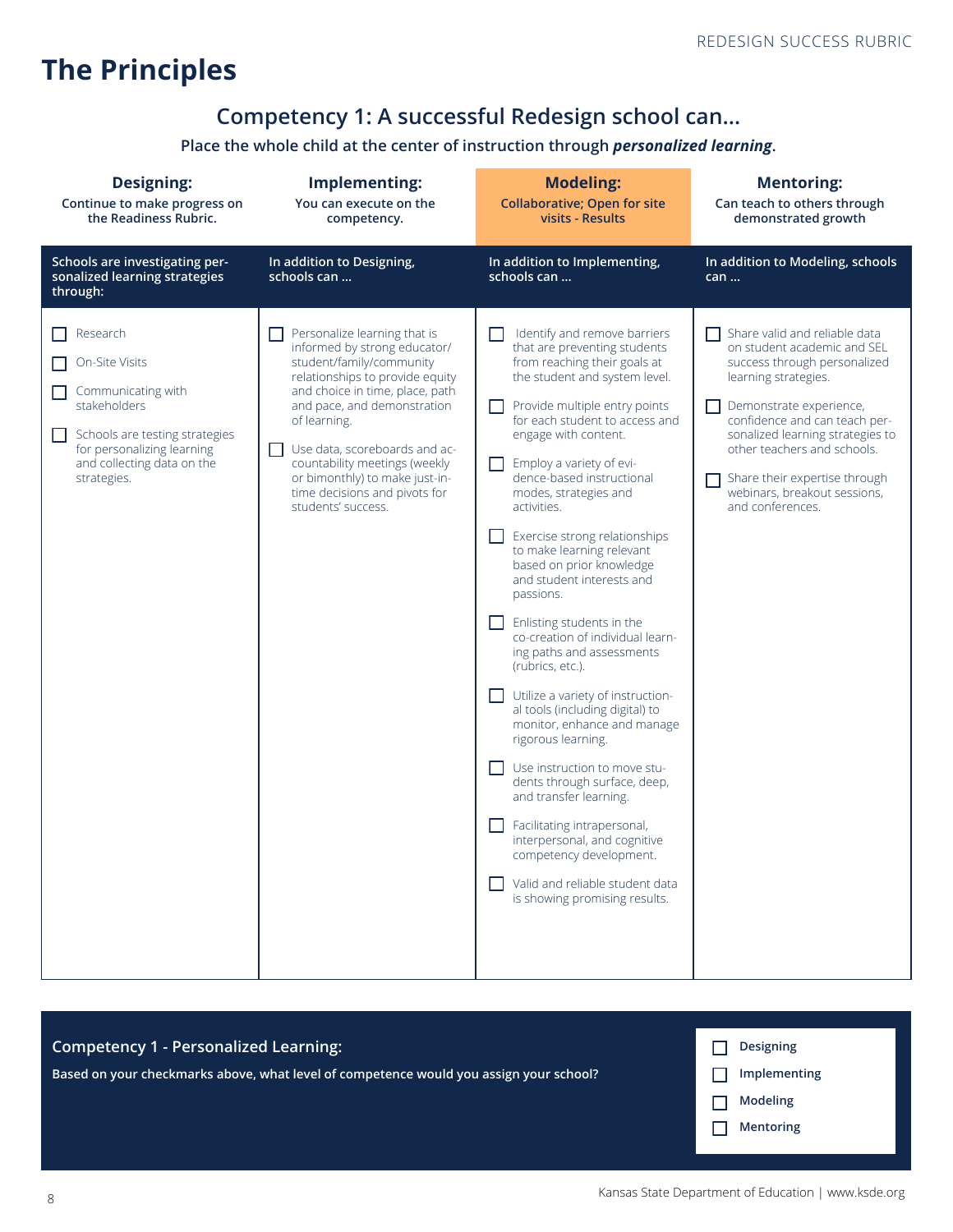# The Principles

## Competency 1: A successful Redesign school can...

**Place the whole child at the center of instruction through *personalized learning*.**

| **Designing:** Continue to make progress on the Readiness Rubric. | **Implementing:** You can execute on the competency. | **Modeling:** Collaborative; Open for site visits - Results | **Mentoring:** Can teach to others through demonstrated growth |
|---|---|---|---|
| **Schools are investigating personalized learning strategies through:** | **In addition to Designing, schools can ...** | **In addition to Implementing, schools can ...** | **In addition to Modeling, schools can ...** |
| ☐ Research<br>☐ On-Site Visits<br>☐ Communicating with stakeholders<br>☐ Schools are testing strategies for personalizing learning and collecting data on the strategies. | ☐ Personalize learning that is informed by strong educator/student/family/community relationships to provide equity and choice in time, place, path and pace, and demonstration of learning.<br>☐ Use data, scoreboards and accountability meetings (weekly or bimonthly) to make just-in-time decisions and pivots for students' success. | ☐ Identify and remove barriers that are preventing students from reaching their goals at the student and system level.<br>☐ Provide multiple entry points for each student to access and engage with content.<br>☐ Employ a variety of evidence-based instructional modes, strategies and activities.<br>☐ Exercise strong relationships to make learning relevant based on prior knowledge and student interests and passions.<br>☐ Enlisting students in the co-creation of individual learning paths and assessments (rubrics, etc.).<br>☐ Utilize a variety of instructional tools (including digital) to monitor, enhance and manage rigorous learning.<br>☐ Use instruction to move students through surface, deep, and transfer learning.<br>☐ Facilitating intrapersonal, interpersonal, and cognitive competency development.<br>☐ Valid and reliable student data is showing promising results. | ☐ Share valid and reliable data on student academic and SEL success through personalized learning strategies.<br>☐ Demonstrate experience, confidence and can teach personalized learning strategies to other teachers and schools.<br>☐ Share their expertise through webinars, breakout sessions, and conferences. |

**Competency 1 - Personalized Learning:**

**Based on your checkmarks above, what level of competence would you assign your school?**

- ☐ **Designing**
- ☐ **Implementing**
- ☐ **Modeling**
- ☐ **Mentoring**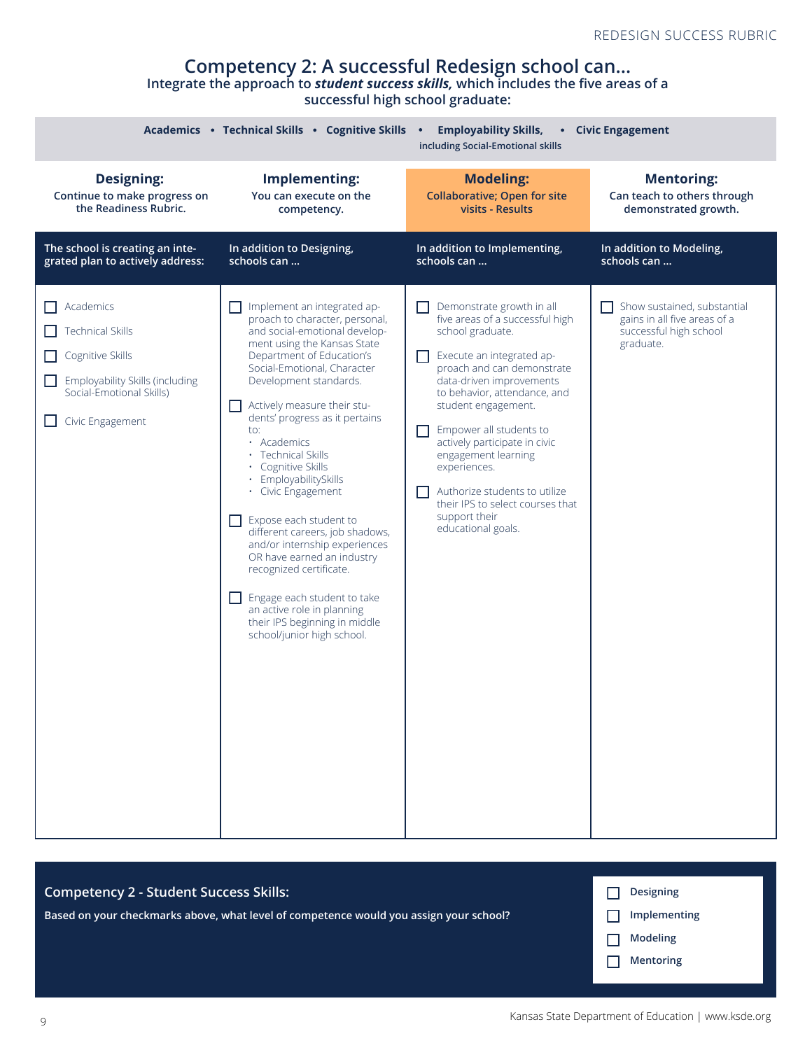# Competency 2: A successful Redesign school can...

**Integrate the approach to *student success skills,* which includes the five areas of a successful high school graduate:**

**Academics • Technical Skills • Cognitive Skills • Employability Skills, including Social-Emotional skills • Civic Engagement**

| **Designing:** Continue to make progress on the Readiness Rubric. | **Implementing:** You can execute on the competency. | **Modeling:** Collaborative; Open for site visits - Results | **Mentoring:** Can teach to others through demonstrated growth. |
|---|---|---|---|
| **The school is creating an integrated plan to actively address:** | **In addition to Designing, schools can ...** | **In addition to Implementing, schools can ...** | **In addition to Modeling, schools can ...** |
| ☐ Academics<br><br>☐ Technical Skills<br><br>☐ Cognitive Skills<br><br>☐ Employability Skills (including Social-Emotional Skills)<br><br>☐ Civic Engagement | ☐ Implement an integrated approach to character, personal, and social-emotional development using the Kansas State Department of Education's Social-Emotional, Character Development standards.<br><br>☐ Actively measure their students' progress as it pertains to:<br>• Academics<br>• Technical Skills<br>• Cognitive Skills<br>• EmployabilitySkills<br>• Civic Engagement<br><br>☐ Expose each student to different careers, job shadows, and/or internship experiences OR have earned an industry recognized certificate.<br><br>☐ Engage each student to take an active role in planning their IPS beginning in middle school/junior high school. | ☐ Demonstrate growth in all five areas of a successful high school graduate.<br><br>☐ Execute an integrated approach and can demonstrate data-driven improvements to behavior, attendance, and student engagement.<br><br>☐ Empower all students to actively participate in civic engagement learning experiences.<br><br>☐ Authorize students to utilize their IPS to select courses that support their educational goals. | ☐ Show sustained, substantial gains in all five areas of a successful high school graduate. |

**Competency 2 - Student Success Skills:**

**Based on your checkmarks above, what level of competence would you assign your school?**

☐ Designing
☐ Implementing
☐ Modeling
☐ Mentoring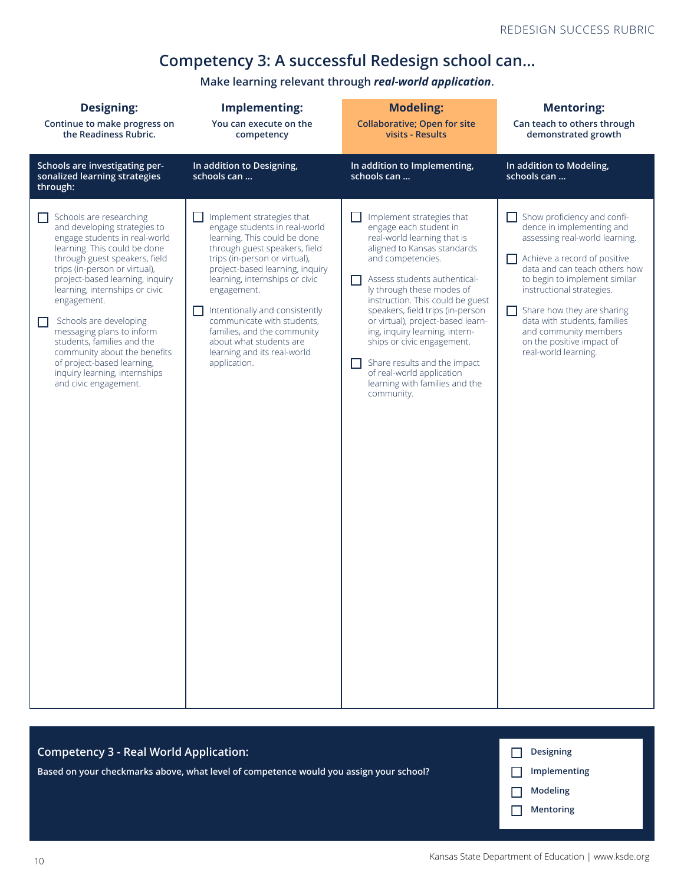# Competency 3: A successful Redesign school can...

**Make learning relevant through *real-world application*.**

| **Designing:** Continue to make progress on the Readiness Rubric. | **Implementing:** You can execute on the competency | **Modeling:** Collaborative; Open for site visits - Results | **Mentoring:** Can teach to others through demonstrated growth |
|---|---|---|---|
| **Schools are investigating personalized learning strategies through:** | **In addition to Designing, schools can ...** | **In addition to Implementing, schools can ...** | **In addition to Modeling, schools can ...** |
| ☐ Schools are researching and developing strategies to engage students in real-world learning. This could be done through guest speakers, field trips (in-person or virtual), project-based learning, inquiry learning, internships or civic engagement.<br><br>☐ Schools are developing messaging plans to inform students, families and the community about the benefits of project-based learning, inquiry learning, internships and civic engagement. | ☐ Implement strategies that engage students in real-world learning. This could be done through guest speakers, field trips (in-person or virtual), project-based learning, inquiry learning, internships or civic engagement.<br><br>☐ Intentionally and consistently communicate with students, families, and the community about what students are learning and its real-world application. | ☐ Implement strategies that engage each student in real-world learning that is aligned to Kansas standards and competencies.<br><br>☐ Assess students authentically through these modes of instruction. This could be guest speakers, field trips (in-person or virtual), project-based learning, inquiry learning, internships or civic engagement.<br><br>☐ Share results and the impact of real-world application learning with families and the community. | ☐ Show proficiency and confidence in implementing and assessing real-world learning.<br><br>☐ Achieve a record of positive data and can teach others how to begin to implement similar instructional strategies.<br><br>☐ Share how they are sharing data with students, families and community members on the positive impact of real-world learning. |

**Competency 3 - Real World Application:**

**Based on your checkmarks above, what level of competence would you assign your school?**

- ☐ Designing
- ☐ Implementing
- ☐ Modeling
- ☐ Mentoring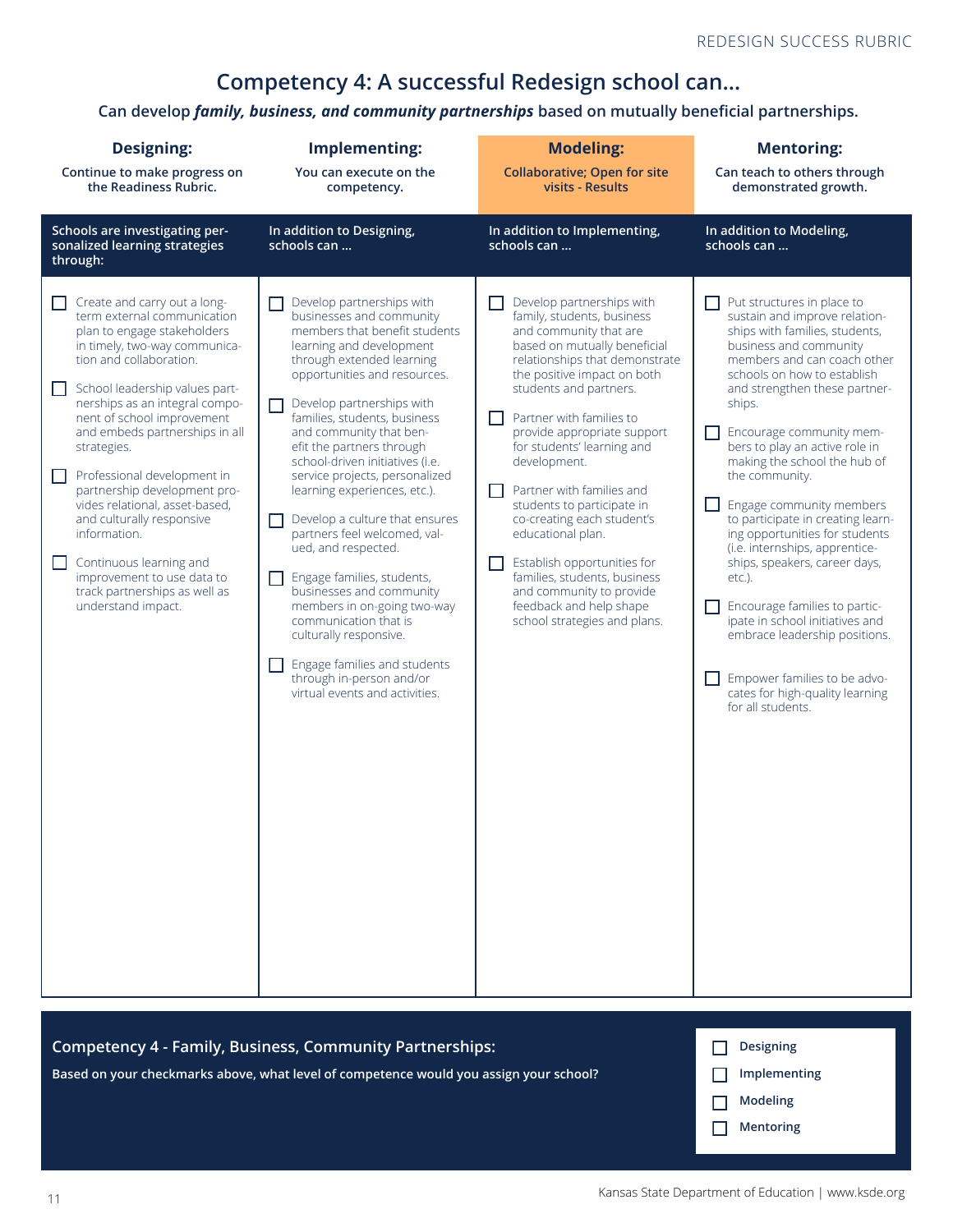# Competency 4: A successful Redesign school can...

**Can develop *family, business, and community partnerships* based on mutually beneficial partnerships.**

| **Designing:** Continue to make progress on the Readiness Rubric. | **Implementing:** You can execute on the competency. | **Modeling:** Collaborative; Open for site visits - Results | **Mentoring:** Can teach to others through demonstrated growth. |
|---|---|---|---|
| **Schools are investigating personalized learning strategies through:** | **In addition to Designing, schools can ...** | **In addition to Implementing, schools can ...** | **In addition to Modeling, schools can ...** |
| ☐ Create and carry out a long-term external communication plan to engage stakeholders in timely, two-way communication and collaboration.<br><br>☐ School leadership values partnerships as an integral component of school improvement and embeds partnerships in all strategies.<br><br>☐ Professional development in partnership development provides relational, asset-based, and culturally responsive information.<br><br>☐ Continuous learning and improvement to use data to track partnerships as well as understand impact. | ☐ Develop partnerships with businesses and community members that benefit students learning and development through extended learning opportunities and resources.<br><br>☐ Develop partnerships with families, students, business and community that benefit the partners through school-driven initiatives (i.e. service projects, personalized learning experiences, etc.).<br><br>☐ Develop a culture that ensures partners feel welcomed, valued, and respected.<br><br>☐ Engage families, students, businesses and community members in on-going two-way communication that is culturally responsive.<br><br>☐ Engage families and students through in-person and/or virtual events and activities. | ☐ Develop partnerships with family, students, business and community that are based on mutually beneficial relationships that demonstrate the positive impact on both students and partners.<br><br>☐ Partner with families to provide appropriate support for students' learning and development.<br><br>☐ Partner with families and students to participate in co-creating each student's educational plan.<br><br>☐ Establish opportunities for families, students, business and community to provide feedback and help shape school strategies and plans. | ☐ Put structures in place to sustain and improve relationships with families, students, business and community members and can coach other schools on how to establish and strengthen these partnerships.<br><br>☐ Encourage community members to play an active role in making the school the hub of the community.<br><br>☐ Engage community members to participate in creating learning opportunities for students (i.e. internships, apprenticeships, speakers, career days, etc.).<br><br>☐ Encourage families to participate in school initiatives and embrace leadership positions.<br><br>☐ Empower families to be advocates for high-quality learning for all students. |

**Competency 4 - Family, Business, Community Partnerships:**

**Based on your checkmarks above, what level of competence would you assign your school?**

- ☐ Designing
- ☐ Implementing
- ☐ Modeling
- ☐ Mentoring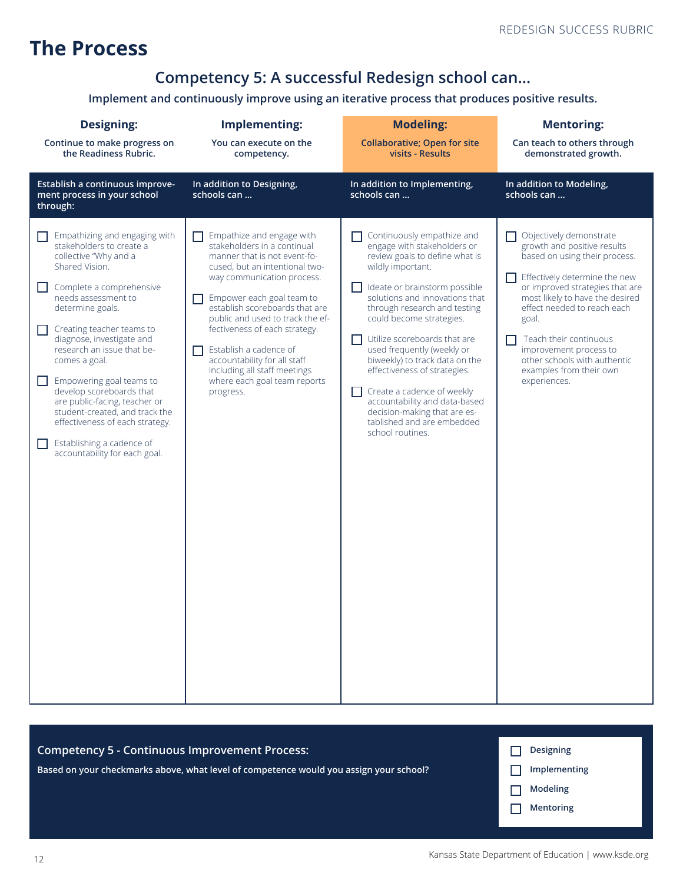# The Process

## Competency 5: A successful Redesign school can...

**Implement and continuously improve using an iterative process that produces positive results.**

| **Designing:** Continue to make progress on the Readiness Rubric. | **Implementing:** You can execute on the competency. | **Modeling:** Collaborative; Open for site visits - Results | **Mentoring:** Can teach to others through demonstrated growth. |
|---|---|---|---|
| **Establish a continuous improvement process in your school through:** | **In addition to Designing, schools can ...** | **In addition to Implementing, schools can ...** | **In addition to Modeling, schools can ...** |
| ☐ Empathizing and engaging with stakeholders to create a collective "Why and a Shared Vision.<br><br>☐ Complete a comprehensive needs assessment to determine goals.<br><br>☐ Creating teacher teams to diagnose, investigate and research an issue that becomes a goal.<br><br>☐ Empowering goal teams to develop scoreboards that are public-facing, teacher or student-created, and track the effectiveness of each strategy.<br><br>☐ Establishing a cadence of accountability for each goal. | ☐ Empathize and engage with stakeholders in a continual manner that is not event-focused, but an intentional two-way communication process.<br><br>☐ Empower each goal team to establish scoreboards that are public and used to track the effectiveness of each strategy.<br><br>☐ Establish a cadence of accountability for all staff including all staff meetings where each goal team reports progress. | ☐ Continuously empathize and engage with stakeholders or review goals to define what is wildly important.<br><br>☐ Ideate or brainstorm possible solutions and innovations that through research and testing could become strategies.<br><br>☐ Utilize scoreboards that are used frequently (weekly or biweekly) to track data on the effectiveness of strategies.<br><br>☐ Create a cadence of weekly accountability and data-based decision-making that are established and are embedded school routines. | ☐ Objectively demonstrate growth and positive results based on using their process.<br><br>☐ Effectively determine the new or improved strategies that are most likely to have the desired effect needed to reach each goal.<br><br>☐ Teach their continuous improvement process to other schools with authentic examples from their own experiences. |

**Competency 5 - Continuous Improvement Process:**

**Based on your checkmarks above, what level of competence would you assign your school?**

- ☐ Designing
- ☐ Implementing
- ☐ Modeling
- ☐ Mentoring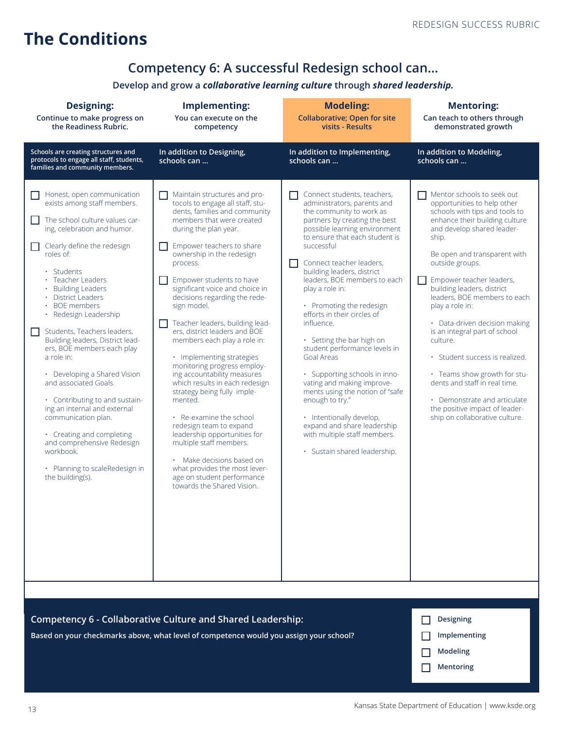# The Conditions

## Competency 6: A successful Redesign school can...

**Develop and grow a *collaborative learning culture* through *shared leadership.***

| **Designing:** Continue to make progress on the Readiness Rubric. | **Implementing:** You can execute on the competency | **Modeling:** Collaborative; Open for site visits - Results | **Mentoring:** Can teach to others through demonstrated growth |
|---|---|---|---|
| Schools are creating structures and protocols to engage all staff, students, families and community members. | In addition to Designing, schools can ... | In addition to Implementing, schools can ... | In addition to Modeling, schools can ... |
| ☐ Honest, open communication exists among staff members.<br><br>☐ The school culture values caring, celebration and humor.<br><br>☐ Clearly define the redesign roles of:<br>• Students<br>• Teacher Leaders<br>• Building Leaders<br>• District Leaders<br>• BOE members<br>• Redesign Leadership<br><br>☐ Students, Teachers leaders, Building leaders, District leaders, BOE members each play a role in:<br>• Developing a Shared Vision and associated Goals.<br>• Contributing to and sustaining an internal and external communication plan.<br>• Creating and completing and comprehensive Redesign workbook.<br>• Planning to scaleRedesign in the building(s). | ☐ Maintain structures and protocols to engage all staff, students, families and community members that were created during the plan year.<br><br>☐ Empower teachers to share ownership in the redesign process.<br><br>☐ Empower students to have significant voice and choice in decisions regarding the redesign model.<br><br>☐ Teacher leaders, building leaders, district leaders and BOE members each play a role in:<br>• Implementing strategies monitoring progress employing accountability measures which results in each redesign strategy being fully implemented.<br>• Re-examine the school redesign team to expand leadership opportunities for multiple staff members.<br>• Make decisions based on what provides the most leverage on student performance towards the Shared Vision. | ☐ Connect students, teachers, administrators, parents and the community to work as partners by creating the best possible learning environment to ensure that each student is successful<br><br>☐ Connect teacher leaders, building leaders, district leaders, BOE members to each play a role in:<br>• Promoting the redesign efforts in their circles of influence.<br>• Setting the bar high on student performance levels in Goal Areas<br>• Supporting schools in innovating and making improvements using the notion of "safe enough to try."<br>• Intentionally develop, expand and share leadership with multiple staff members.<br>• Sustain shared leadership. | ☐ Mentor schools to seek out opportunities to help other schools with tips and tools to enhance their building culture and develop shared leadership.<br><br>Be open and transparent with outside groups.<br><br>☐ Empower teacher leaders, building leaders, district leaders, BOE members to each play a role in:<br>• Data-driven decision making is an integral part of school culture.<br>• Student success is realized.<br>• Teams show growth for students and staff in real time.<br>• Demonstrate and articulate the positive impact of leadership on collaborative culture. |

**Competency 6 - Collaborative Culture and Shared Leadership:**

**Based on your checkmarks above, what level of competence would you assign your school?**

☐ Designing
☐ Implementing
☐ Modeling
☐ Mentoring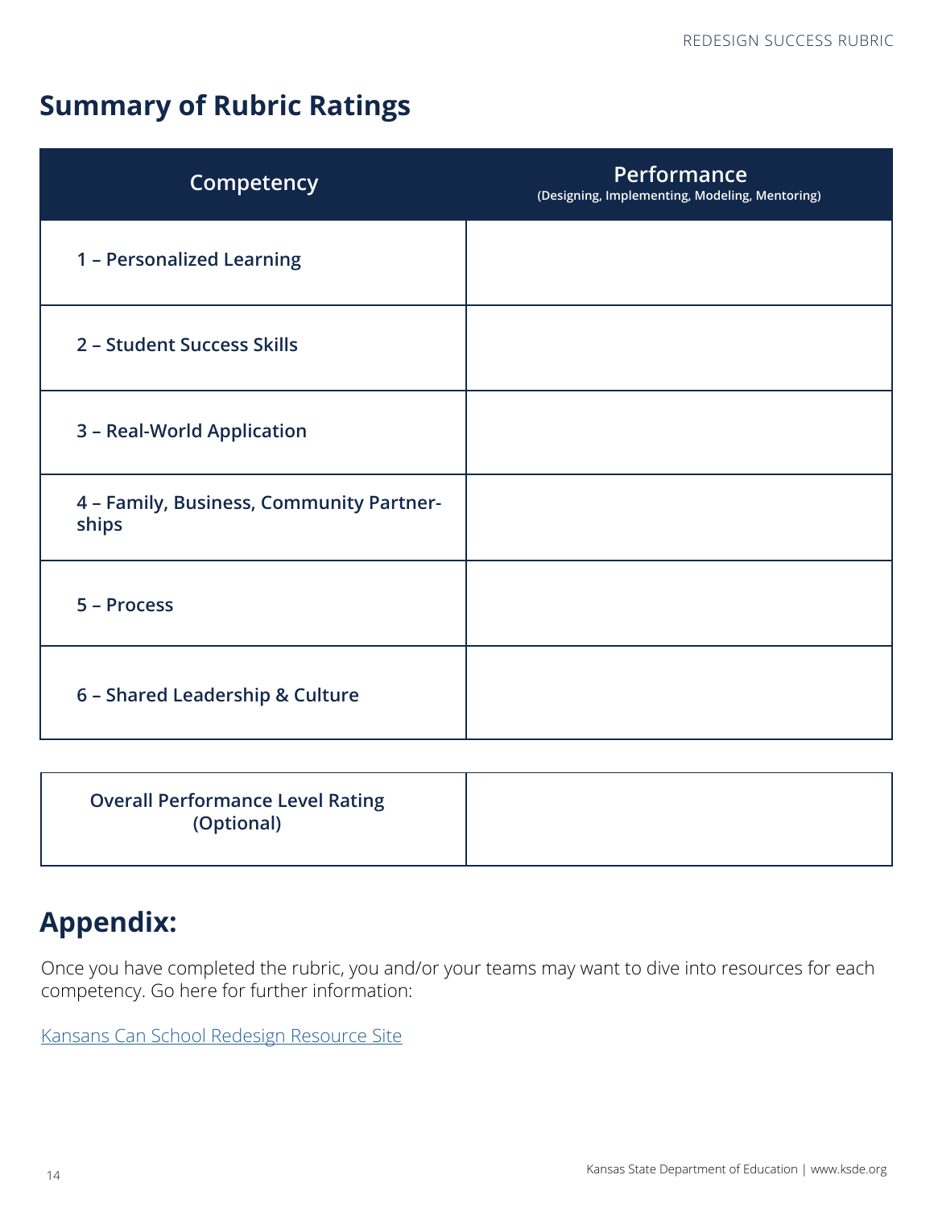## Summary of Rubric Ratings

| Competency | Performance (Designing, Implementing, Modeling, Mentoring) |
|---|---|
| 1 – Personalized Learning | |
| 2 – Student Success Skills | |
| 3 – Real-World Application | |
| 4 – Family, Business, Community Partnerships | |
| 5 – Process | |
| 6 – Shared Leadership & Culture | |

| Overall Performance Level Rating (Optional) | |
|---|---|

## Appendix:

Once you have completed the rubric, you and/or your teams may want to dive into resources for each competency. Go here for further information:

Kansans Can School Redesign Resource Site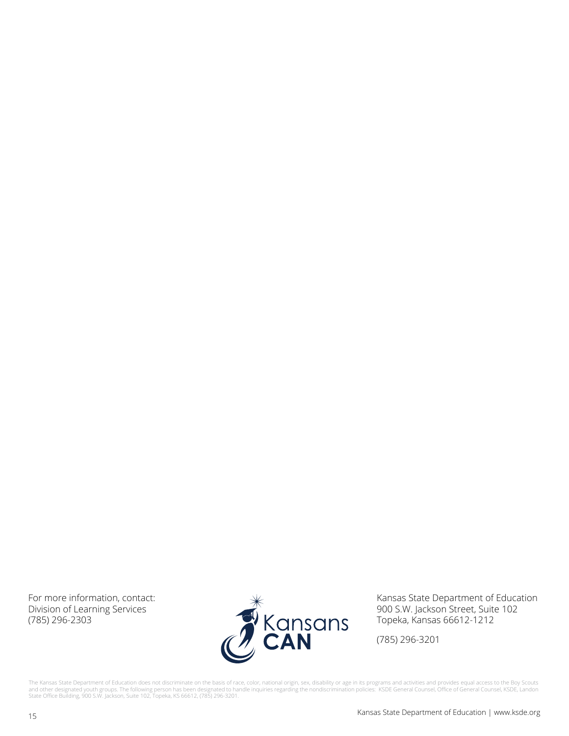For more information, contact:
Division of Learning Services
(785) 296-2303

Kansans
CAN

Kansas State Department of Education
900 S.W. Jackson Street, Suite 102
Topeka, Kansas 66612-1212

(785) 296-3201

The Kansas State Department of Education does not discriminate on the basis of race, color, national origin, sex, disability or age in its programs and activities and provides equal access to the Boy Scouts and other designated youth groups. The following person has been designated to handle inquiries regarding the nondiscrimination policies: KSDE General Counsel, Office of General Counsel, KSDE, Landon State Office Building, 900 S.W. Jackson, Suite 102, Topeka, KS 66612, (785) 296-3201.